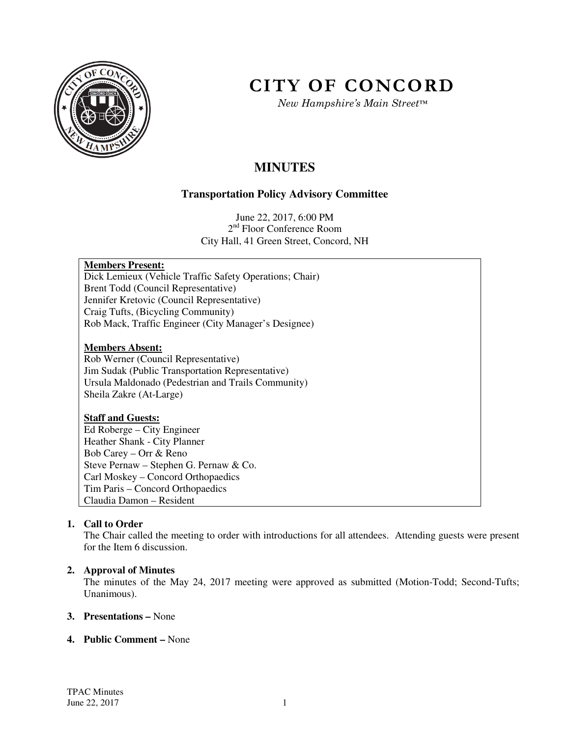# CITY OF CONCORD

*New Hampshire's Main Street™*

## MINUTES

### Transportation Policy Advisory Committee

June 22, 2017, 6:00 PM
2nd Floor Conference Room
City Hall, 41 Green Street, Concord, NH

**Members Present:**
Dick Lemieux (Vehicle Traffic Safety Operations; Chair)
Brent Todd (Council Representative)
Jennifer Kretovic (Council Representative)
Craig Tufts, (Bicycling Community)
Rob Mack, Traffic Engineer (City Manager's Designee)

**Members Absent:**
Rob Werner (Council Representative)
Jim Sudak (Public Transportation Representative)
Ursula Maldonado (Pedestrian and Trails Community)
Sheila Zakre (At-Large)

**Staff and Guests:**
Ed Roberge – City Engineer
Heather Shank - City Planner
Bob Carey – Orr & Reno
Steve Pernaw – Stephen G. Pernaw & Co.
Carl Moskey – Concord Orthopaedics
Tim Paris – Concord Orthopaedics
Claudia Damon – Resident

1. **Call to Order**
   The Chair called the meeting to order with introductions for all attendees. Attending guests were present for the Item 6 discussion.

2. **Approval of Minutes**
   The minutes of the May 24, 2017 meeting were approved as submitted (Motion-Todd; Second-Tufts; Unanimous).

3. **Presentations –** None

4. **Public Comment –** None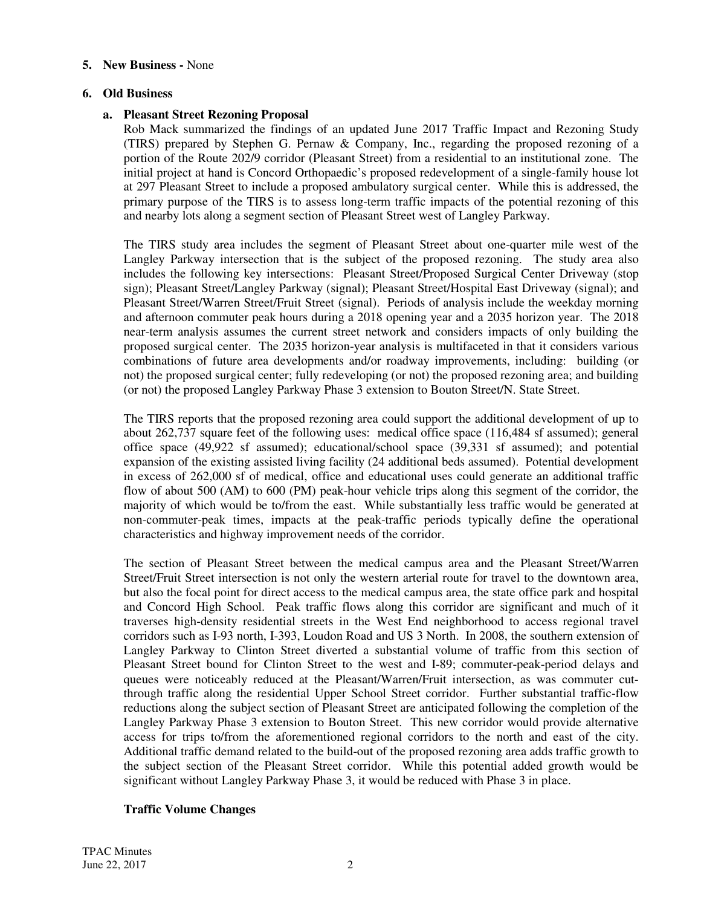**5. New Business -** None

**6. Old Business**

**a. Pleasant Street Rezoning Proposal**

Rob Mack summarized the findings of an updated June 2017 Traffic Impact and Rezoning Study (TIRS) prepared by Stephen G. Pernaw & Company, Inc., regarding the proposed rezoning of a portion of the Route 202/9 corridor (Pleasant Street) from a residential to an institutional zone. The initial project at hand is Concord Orthopaedic's proposed redevelopment of a single-family house lot at 297 Pleasant Street to include a proposed ambulatory surgical center. While this is addressed, the primary purpose of the TIRS is to assess long-term traffic impacts of the potential rezoning of this and nearby lots along a segment section of Pleasant Street west of Langley Parkway.

The TIRS study area includes the segment of Pleasant Street about one-quarter mile west of the Langley Parkway intersection that is the subject of the proposed rezoning. The study area also includes the following key intersections: Pleasant Street/Proposed Surgical Center Driveway (stop sign); Pleasant Street/Langley Parkway (signal); Pleasant Street/Hospital East Driveway (signal); and Pleasant Street/Warren Street/Fruit Street (signal). Periods of analysis include the weekday morning and afternoon commuter peak hours during a 2018 opening year and a 2035 horizon year. The 2018 near-term analysis assumes the current street network and considers impacts of only building the proposed surgical center. The 2035 horizon-year analysis is multifaceted in that it considers various combinations of future area developments and/or roadway improvements, including: building (or not) the proposed surgical center; fully redeveloping (or not) the proposed rezoning area; and building (or not) the proposed Langley Parkway Phase 3 extension to Bouton Street/N. State Street.

The TIRS reports that the proposed rezoning area could support the additional development of up to about 262,737 square feet of the following uses: medical office space (116,484 sf assumed); general office space (49,922 sf assumed); educational/school space (39,331 sf assumed); and potential expansion of the existing assisted living facility (24 additional beds assumed). Potential development in excess of 262,000 sf of medical, office and educational uses could generate an additional traffic flow of about 500 (AM) to 600 (PM) peak-hour vehicle trips along this segment of the corridor, the majority of which would be to/from the east. While substantially less traffic would be generated at non-commuter-peak times, impacts at the peak-traffic periods typically define the operational characteristics and highway improvement needs of the corridor.

The section of Pleasant Street between the medical campus area and the Pleasant Street/Warren Street/Fruit Street intersection is not only the western arterial route for travel to the downtown area, but also the focal point for direct access to the medical campus area, the state office park and hospital and Concord High School. Peak traffic flows along this corridor are significant and much of it traverses high-density residential streets in the West End neighborhood to access regional travel corridors such as I-93 north, I-393, Loudon Road and US 3 North. In 2008, the southern extension of Langley Parkway to Clinton Street diverted a substantial volume of traffic from this section of Pleasant Street bound for Clinton Street to the west and I-89; commuter-peak-period delays and queues were noticeably reduced at the Pleasant/Warren/Fruit intersection, as was commuter cut-through traffic along the residential Upper School Street corridor. Further substantial traffic-flow reductions along the subject section of Pleasant Street are anticipated following the completion of the Langley Parkway Phase 3 extension to Bouton Street. This new corridor would provide alternative access for trips to/from the aforementioned regional corridors to the north and east of the city. Additional traffic demand related to the build-out of the proposed rezoning area adds traffic growth to the subject section of the Pleasant Street corridor. While this potential added growth would be significant without Langley Parkway Phase 3, it would be reduced with Phase 3 in place.

**Traffic Volume Changes**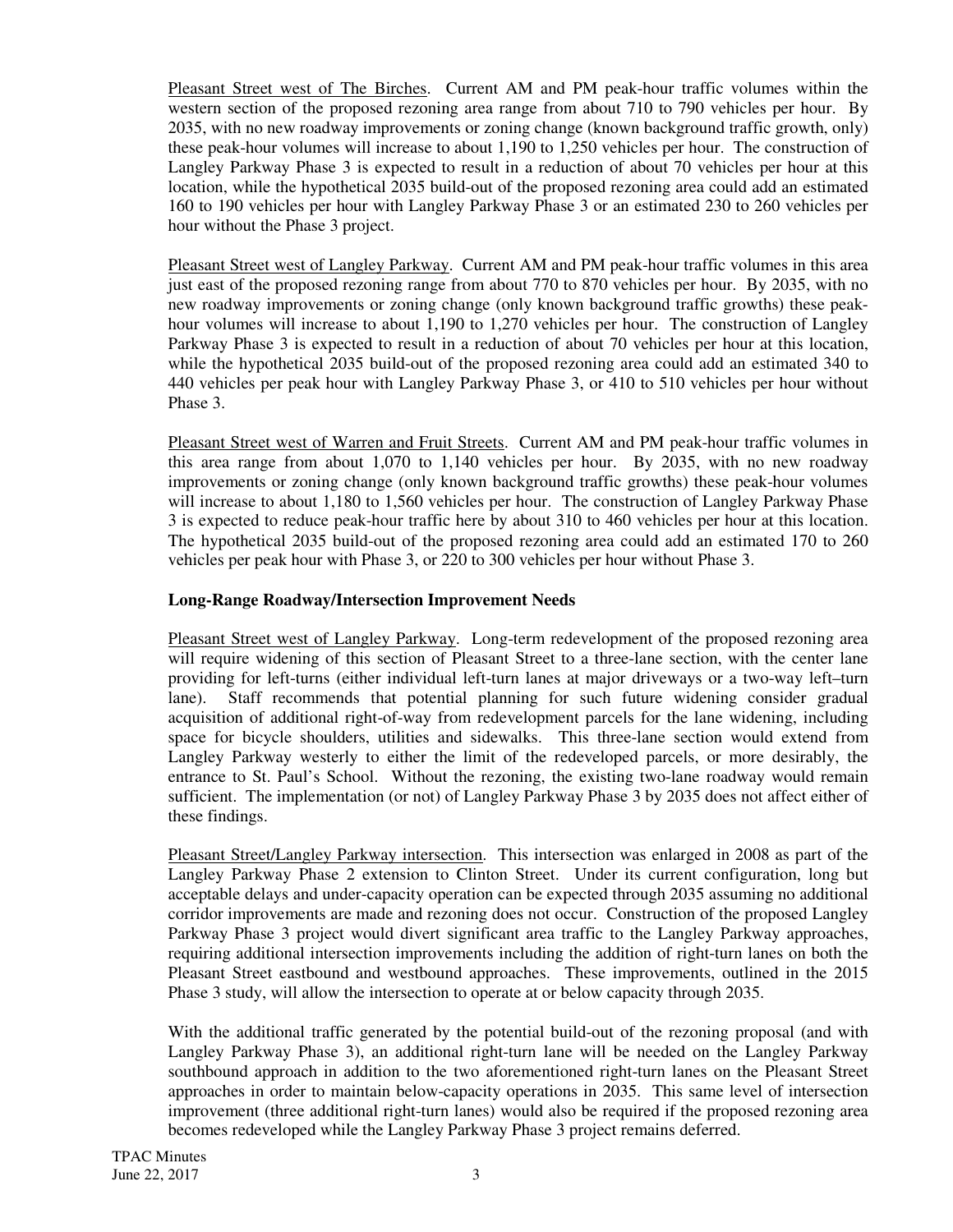Pleasant Street west of The Birches. Current AM and PM peak-hour traffic volumes within the western section of the proposed rezoning area range from about 710 to 790 vehicles per hour. By 2035, with no new roadway improvements or zoning change (known background traffic growth, only) these peak-hour volumes will increase to about 1,190 to 1,250 vehicles per hour. The construction of Langley Parkway Phase 3 is expected to result in a reduction of about 70 vehicles per hour at this location, while the hypothetical 2035 build-out of the proposed rezoning area could add an estimated 160 to 190 vehicles per hour with Langley Parkway Phase 3 or an estimated 230 to 260 vehicles per hour without the Phase 3 project.

Pleasant Street west of Langley Parkway. Current AM and PM peak-hour traffic volumes in this area just east of the proposed rezoning range from about 770 to 870 vehicles per hour. By 2035, with no new roadway improvements or zoning change (only known background traffic growths) these peak-hour volumes will increase to about 1,190 to 1,270 vehicles per hour. The construction of Langley Parkway Phase 3 is expected to result in a reduction of about 70 vehicles per hour at this location, while the hypothetical 2035 build-out of the proposed rezoning area could add an estimated 340 to 440 vehicles per peak hour with Langley Parkway Phase 3, or 410 to 510 vehicles per hour without Phase 3.

Pleasant Street west of Warren and Fruit Streets. Current AM and PM peak-hour traffic volumes in this area range from about 1,070 to 1,140 vehicles per hour. By 2035, with no new roadway improvements or zoning change (only known background traffic growths) these peak-hour volumes will increase to about 1,180 to 1,560 vehicles per hour. The construction of Langley Parkway Phase 3 is expected to reduce peak-hour traffic here by about 310 to 460 vehicles per hour at this location. The hypothetical 2035 build-out of the proposed rezoning area could add an estimated 170 to 260 vehicles per peak hour with Phase 3, or 220 to 300 vehicles per hour without Phase 3.

**Long-Range Roadway/Intersection Improvement Needs**

Pleasant Street west of Langley Parkway. Long-term redevelopment of the proposed rezoning area will require widening of this section of Pleasant Street to a three-lane section, with the center lane providing for left-turns (either individual left-turn lanes at major driveways or a two-way left–turn lane). Staff recommends that potential planning for such future widening consider gradual acquisition of additional right-of-way from redevelopment parcels for the lane widening, including space for bicycle shoulders, utilities and sidewalks. This three-lane section would extend from Langley Parkway westerly to either the limit of the redeveloped parcels, or more desirably, the entrance to St. Paul's School. Without the rezoning, the existing two-lane roadway would remain sufficient. The implementation (or not) of Langley Parkway Phase 3 by 2035 does not affect either of these findings.

Pleasant Street/Langley Parkway intersection. This intersection was enlarged in 2008 as part of the Langley Parkway Phase 2 extension to Clinton Street. Under its current configuration, long but acceptable delays and under-capacity operation can be expected through 2035 assuming no additional corridor improvements are made and rezoning does not occur. Construction of the proposed Langley Parkway Phase 3 project would divert significant area traffic to the Langley Parkway approaches, requiring additional intersection improvements including the addition of right-turn lanes on both the Pleasant Street eastbound and westbound approaches. These improvements, outlined in the 2015 Phase 3 study, will allow the intersection to operate at or below capacity through 2035.

With the additional traffic generated by the potential build-out of the rezoning proposal (and with Langley Parkway Phase 3), an additional right-turn lane will be needed on the Langley Parkway southbound approach in addition to the two aforementioned right-turn lanes on the Pleasant Street approaches in order to maintain below-capacity operations in 2035. This same level of intersection improvement (three additional right-turn lanes) would also be required if the proposed rezoning area becomes redeveloped while the Langley Parkway Phase 3 project remains deferred.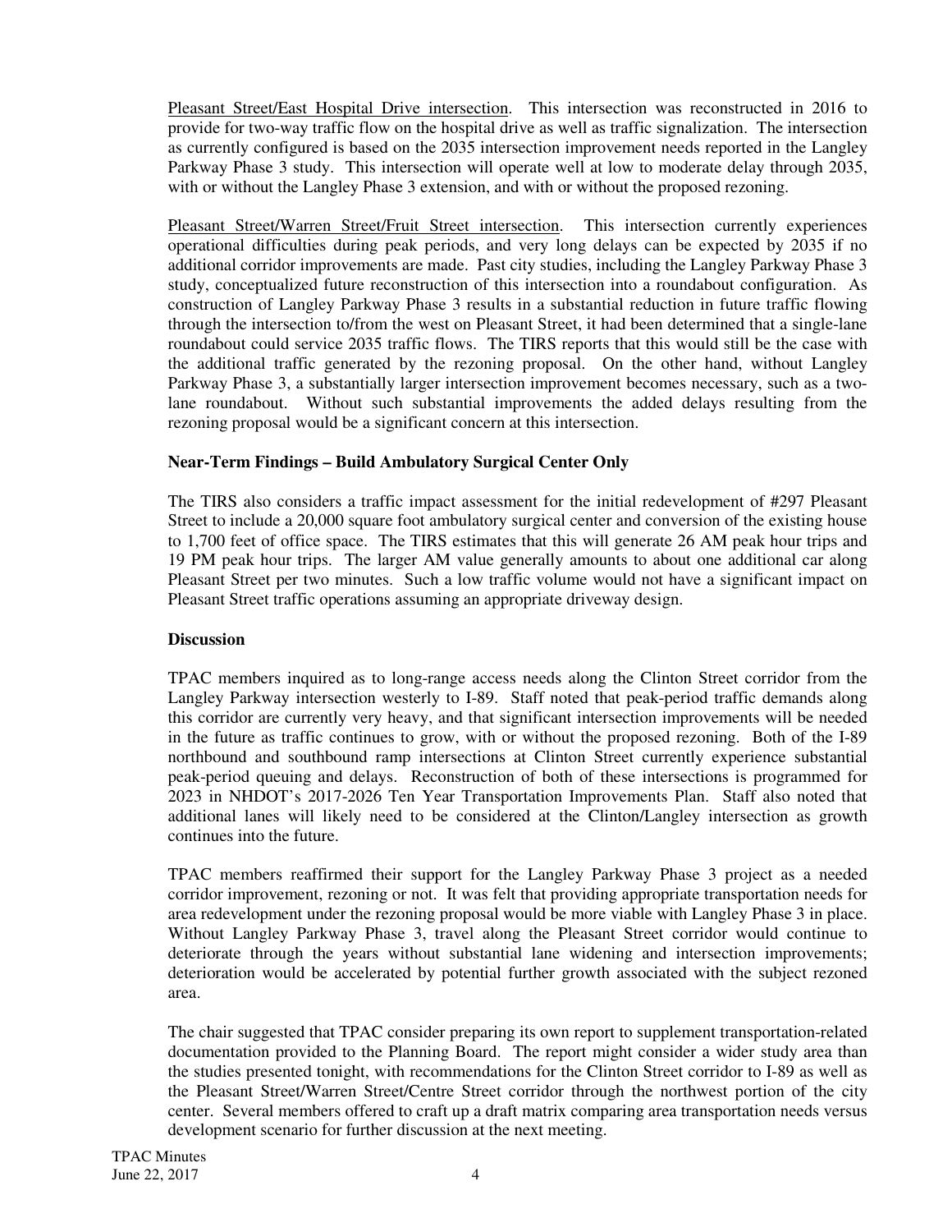Pleasant Street/East Hospital Drive intersection. This intersection was reconstructed in 2016 to provide for two-way traffic flow on the hospital drive as well as traffic signalization. The intersection as currently configured is based on the 2035 intersection improvement needs reported in the Langley Parkway Phase 3 study. This intersection will operate well at low to moderate delay through 2035, with or without the Langley Phase 3 extension, and with or without the proposed rezoning.

Pleasant Street/Warren Street/Fruit Street intersection. This intersection currently experiences operational difficulties during peak periods, and very long delays can be expected by 2035 if no additional corridor improvements are made. Past city studies, including the Langley Parkway Phase 3 study, conceptualized future reconstruction of this intersection into a roundabout configuration. As construction of Langley Parkway Phase 3 results in a substantial reduction in future traffic flowing through the intersection to/from the west on Pleasant Street, it had been determined that a single-lane roundabout could service 2035 traffic flows. The TIRS reports that this would still be the case with the additional traffic generated by the rezoning proposal. On the other hand, without Langley Parkway Phase 3, a substantially larger intersection improvement becomes necessary, such as a two-lane roundabout. Without such substantial improvements the added delays resulting from the rezoning proposal would be a significant concern at this intersection.

**Near-Term Findings – Build Ambulatory Surgical Center Only**

The TIRS also considers a traffic impact assessment for the initial redevelopment of #297 Pleasant Street to include a 20,000 square foot ambulatory surgical center and conversion of the existing house to 1,700 feet of office space. The TIRS estimates that this will generate 26 AM peak hour trips and 19 PM peak hour trips. The larger AM value generally amounts to about one additional car along Pleasant Street per two minutes. Such a low traffic volume would not have a significant impact on Pleasant Street traffic operations assuming an appropriate driveway design.

**Discussion**

TPAC members inquired as to long-range access needs along the Clinton Street corridor from the Langley Parkway intersection westerly to I-89. Staff noted that peak-period traffic demands along this corridor are currently very heavy, and that significant intersection improvements will be needed in the future as traffic continues to grow, with or without the proposed rezoning. Both of the I-89 northbound and southbound ramp intersections at Clinton Street currently experience substantial peak-period queuing and delays. Reconstruction of both of these intersections is programmed for 2023 in NHDOT's 2017-2026 Ten Year Transportation Improvements Plan. Staff also noted that additional lanes will likely need to be considered at the Clinton/Langley intersection as growth continues into the future.

TPAC members reaffirmed their support for the Langley Parkway Phase 3 project as a needed corridor improvement, rezoning or not. It was felt that providing appropriate transportation needs for area redevelopment under the rezoning proposal would be more viable with Langley Phase 3 in place. Without Langley Parkway Phase 3, travel along the Pleasant Street corridor would continue to deteriorate through the years without substantial lane widening and intersection improvements; deterioration would be accelerated by potential further growth associated with the subject rezoned area.

The chair suggested that TPAC consider preparing its own report to supplement transportation-related documentation provided to the Planning Board. The report might consider a wider study area than the studies presented tonight, with recommendations for the Clinton Street corridor to I-89 as well as the Pleasant Street/Warren Street/Centre Street corridor through the northwest portion of the city center. Several members offered to craft up a draft matrix comparing area transportation needs versus development scenario for further discussion at the next meeting.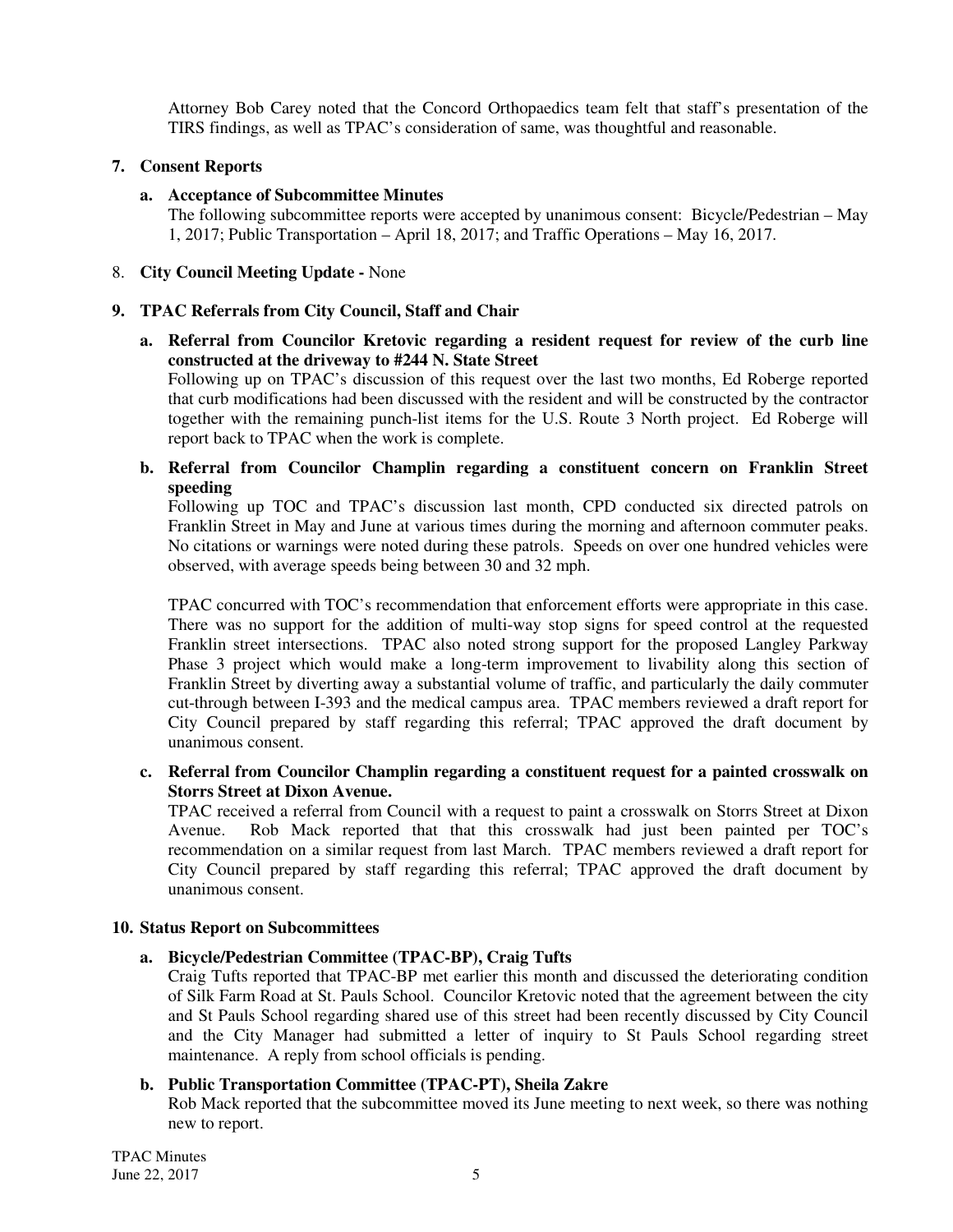Attorney Bob Carey noted that the Concord Orthopaedics team felt that staff's presentation of the TIRS findings, as well as TPAC's consideration of same, was thoughtful and reasonable.

**7. Consent Reports**

**a. Acceptance of Subcommittee Minutes**

The following subcommittee reports were accepted by unanimous consent: Bicycle/Pedestrian – May 1, 2017; Public Transportation – April 18, 2017; and Traffic Operations – May 16, 2017.

8. **City Council Meeting Update -** None

**9. TPAC Referrals from City Council, Staff and Chair**

**a. Referral from Councilor Kretovic regarding a resident request for review of the curb line constructed at the driveway to #244 N. State Street**

Following up on TPAC's discussion of this request over the last two months, Ed Roberge reported that curb modifications had been discussed with the resident and will be constructed by the contractor together with the remaining punch-list items for the U.S. Route 3 North project. Ed Roberge will report back to TPAC when the work is complete.

**b. Referral from Councilor Champlin regarding a constituent concern on Franklin Street speeding**

Following up TOC and TPAC's discussion last month, CPD conducted six directed patrols on Franklin Street in May and June at various times during the morning and afternoon commuter peaks. No citations or warnings were noted during these patrols. Speeds on over one hundred vehicles were observed, with average speeds being between 30 and 32 mph.

TPAC concurred with TOC's recommendation that enforcement efforts were appropriate in this case. There was no support for the addition of multi-way stop signs for speed control at the requested Franklin street intersections. TPAC also noted strong support for the proposed Langley Parkway Phase 3 project which would make a long-term improvement to livability along this section of Franklin Street by diverting away a substantial volume of traffic, and particularly the daily commuter cut-through between I-393 and the medical campus area. TPAC members reviewed a draft report for City Council prepared by staff regarding this referral; TPAC approved the draft document by unanimous consent.

**c. Referral from Councilor Champlin regarding a constituent request for a painted crosswalk on Storrs Street at Dixon Avenue.**

TPAC received a referral from Council with a request to paint a crosswalk on Storrs Street at Dixon Avenue. Rob Mack reported that that this crosswalk had just been painted per TOC's recommendation on a similar request from last March. TPAC members reviewed a draft report for City Council prepared by staff regarding this referral; TPAC approved the draft document by unanimous consent.

**10. Status Report on Subcommittees**

**a. Bicycle/Pedestrian Committee (TPAC-BP), Craig Tufts**

Craig Tufts reported that TPAC-BP met earlier this month and discussed the deteriorating condition of Silk Farm Road at St. Pauls School. Councilor Kretovic noted that the agreement between the city and St Pauls School regarding shared use of this street had been recently discussed by City Council and the City Manager had submitted a letter of inquiry to St Pauls School regarding street maintenance. A reply from school officials is pending.

**b. Public Transportation Committee (TPAC-PT), Sheila Zakre**

Rob Mack reported that the subcommittee moved its June meeting to next week, so there was nothing new to report.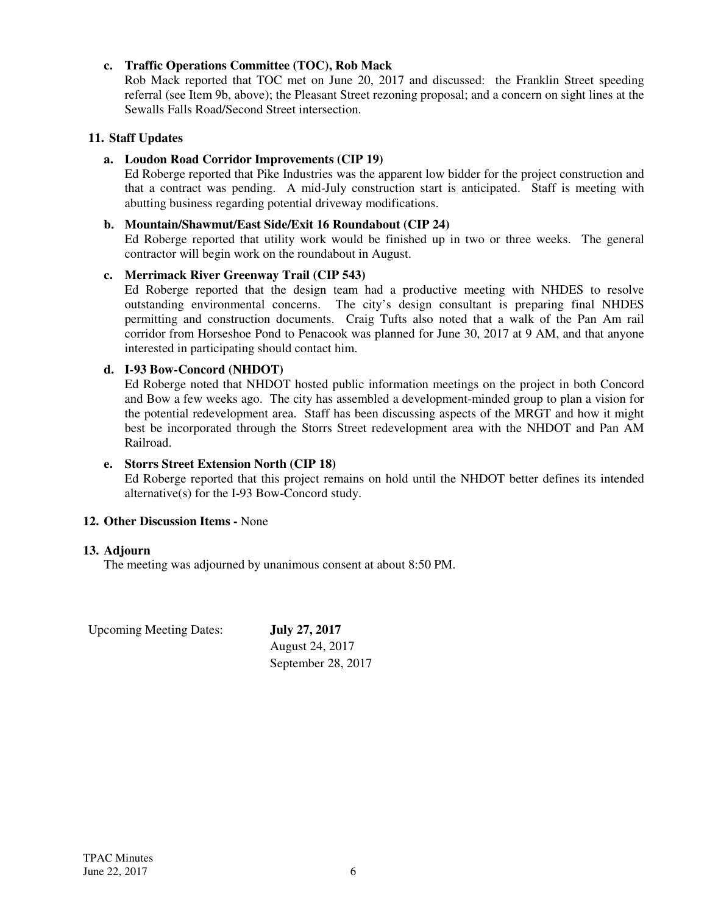**c. Traffic Operations Committee (TOC), Rob Mack**

Rob Mack reported that TOC met on June 20, 2017 and discussed: the Franklin Street speeding referral (see Item 9b, above); the Pleasant Street rezoning proposal; and a concern on sight lines at the Sewalls Falls Road/Second Street intersection.

**11. Staff Updates**

**a. Loudon Road Corridor Improvements (CIP 19)**

Ed Roberge reported that Pike Industries was the apparent low bidder for the project construction and that a contract was pending. A mid-July construction start is anticipated. Staff is meeting with abutting business regarding potential driveway modifications.

**b. Mountain/Shawmut/East Side/Exit 16 Roundabout (CIP 24)**

Ed Roberge reported that utility work would be finished up in two or three weeks. The general contractor will begin work on the roundabout in August.

**c. Merrimack River Greenway Trail (CIP 543)**

Ed Roberge reported that the design team had a productive meeting with NHDES to resolve outstanding environmental concerns. The city's design consultant is preparing final NHDES permitting and construction documents. Craig Tufts also noted that a walk of the Pan Am rail corridor from Horseshoe Pond to Penacook was planned for June 30, 2017 at 9 AM, and that anyone interested in participating should contact him.

**d. I-93 Bow-Concord (NHDOT)**

Ed Roberge noted that NHDOT hosted public information meetings on the project in both Concord and Bow a few weeks ago. The city has assembled a development-minded group to plan a vision for the potential redevelopment area. Staff has been discussing aspects of the MRGT and how it might best be incorporated through the Storrs Street redevelopment area with the NHDOT and Pan AM Railroad.

**e. Storrs Street Extension North (CIP 18)**

Ed Roberge reported that this project remains on hold until the NHDOT better defines its intended alternative(s) for the I-93 Bow-Concord study.

**12. Other Discussion Items -** None

**13. Adjourn**

The meeting was adjourned by unanimous consent at about 8:50 PM.

Upcoming Meeting Dates: **July 27, 2017**
August 24, 2017
September 28, 2017